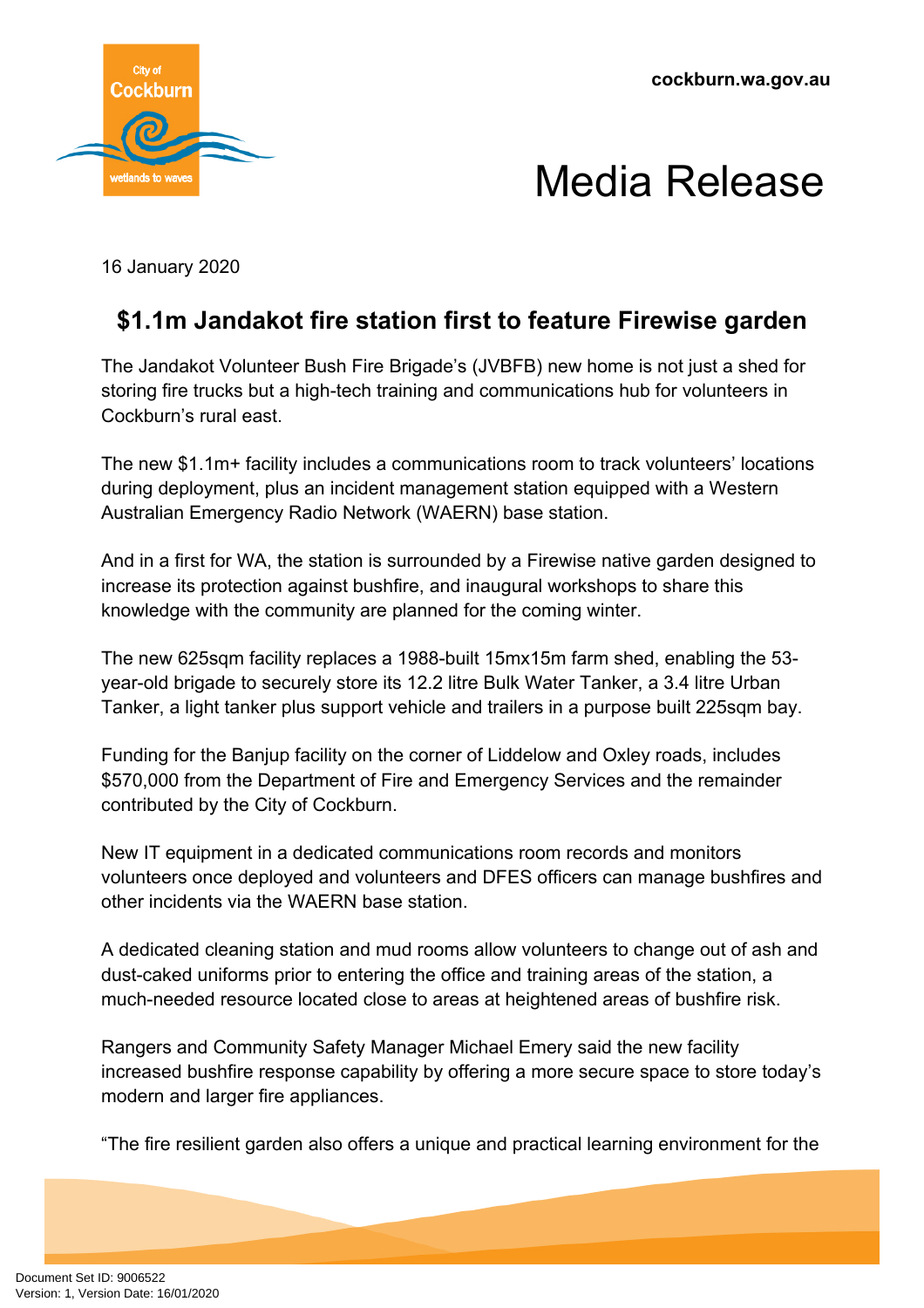Media Release

16 January 2020

## $1.1m Jandakot fire station first to feature Firewise garden

The Jandakot Volunteer Bush Fire Brigade's (JVBFB) new home is not just a shed for storing fire trucks but a high-tech training and communications hub for volunteers in Cockburn's rural east.

The new $1.1m+ facility includes a communications room to track volunteers' locations during deployment, plus an incident management station equipped with a Western Australian Emergency Radio Network (WAERN) base station.

And in a first for WA, the station is surrounded by a Firewise native garden designed to increase its protection against bushfire, and inaugural workshops to share this knowledge with the community are planned for the coming winter.

The new 625sqm facility replaces a 1988-built 15mx15m farm shed, enabling the 53-year-old brigade to securely store its 12.2 litre Bulk Water Tanker, a 3.4 litre Urban Tanker, a light tanker plus support vehicle and trailers in a purpose built 225sqm bay.

Funding for the Banjup facility on the corner of Liddelow and Oxley roads, includes $570,000 from the Department of Fire and Emergency Services and the remainder contributed by the City of Cockburn.

New IT equipment in a dedicated communications room records and monitors volunteers once deployed and volunteers and DFES officers can manage bushfires and other incidents via the WAERN base station.

A dedicated cleaning station and mud rooms allow volunteers to change out of ash and dust-caked uniforms prior to entering the office and training areas of the station, a much-needed resource located close to areas at heightened areas of bushfire risk.

Rangers and Community Safety Manager Michael Emery said the new facility increased bushfire response capability by offering a more secure space to store today's modern and larger fire appliances.

"The fire resilient garden also offers a unique and practical learning environment for the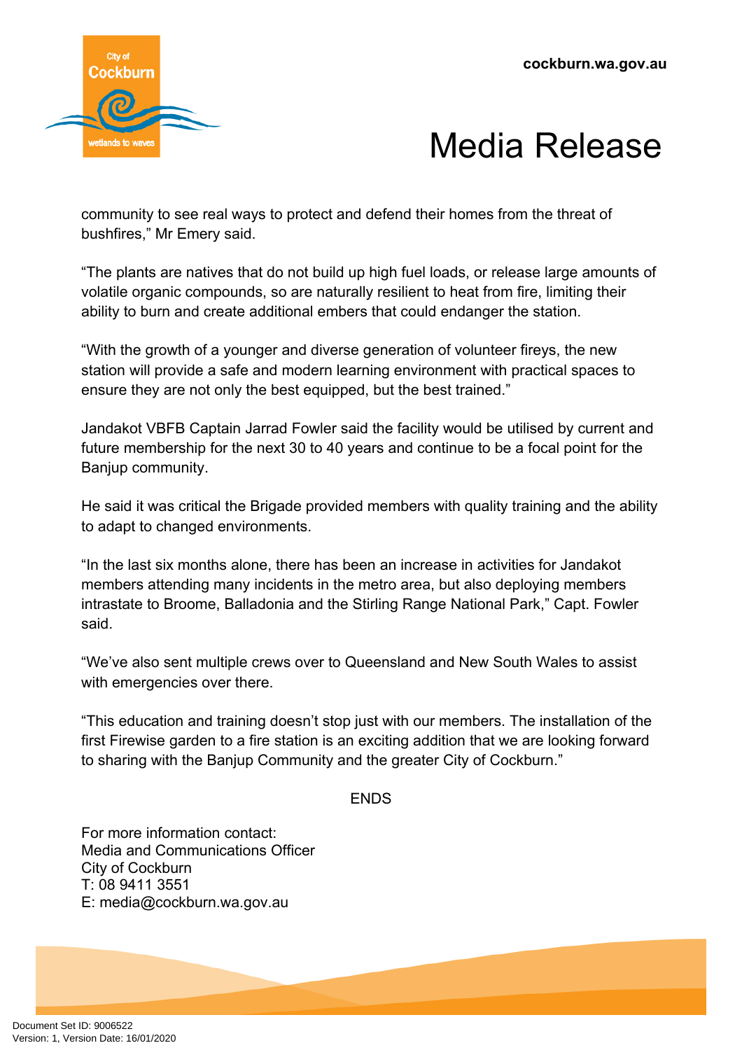community to see real ways to protect and defend their homes from the threat of bushfires," Mr Emery said.

"The plants are natives that do not build up high fuel loads, or release large amounts of volatile organic compounds, so are naturally resilient to heat from fire, limiting their ability to burn and create additional embers that could endanger the station.

"With the growth of a younger and diverse generation of volunteer fireys, the new station will provide a safe and modern learning environment with practical spaces to ensure they are not only the best equipped, but the best trained."

Jandakot VBFB Captain Jarrad Fowler said the facility would be utilised by current and future membership for the next 30 to 40 years and continue to be a focal point for the Banjup community.

He said it was critical the Brigade provided members with quality training and the ability to adapt to changed environments.

"In the last six months alone, there has been an increase in activities for Jandakot members attending many incidents in the metro area, but also deploying members intrastate to Broome, Balladonia and the Stirling Range National Park," Capt. Fowler said.

"We've also sent multiple crews over to Queensland and New South Wales to assist with emergencies over there.

"This education and training doesn't stop just with our members. The installation of the first Firewise garden to a fire station is an exciting addition that we are looking forward to sharing with the Banjup Community and the greater City of Cockburn."

ENDS

For more information contact:
Media and Communications Officer
City of Cockburn
T: 08 9411 3551
E: media@cockburn.wa.gov.au